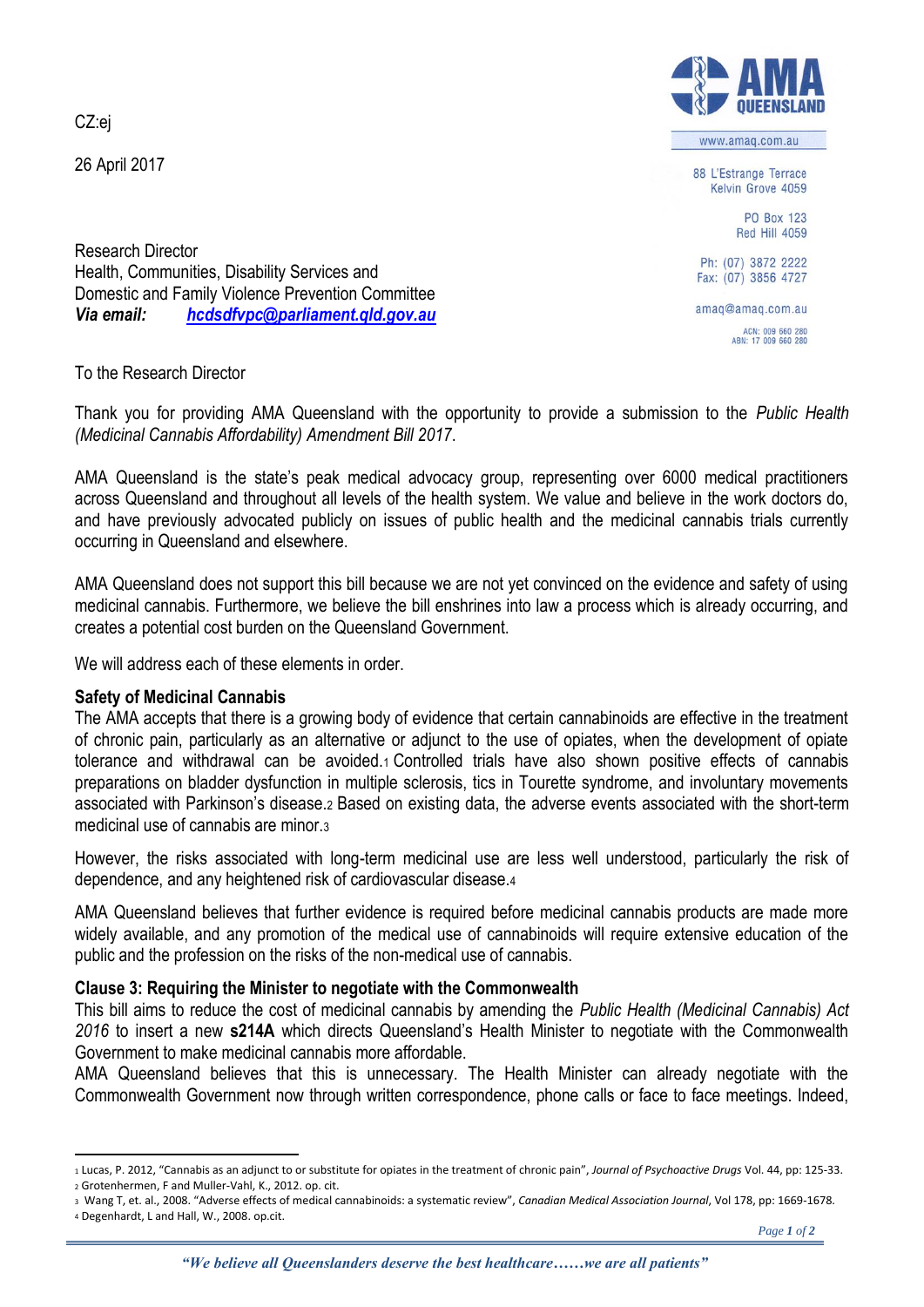CZ:ej

26 April 2017

AMA QUEENSLAND

www.amaq.com.au

88 L'Estrange Terrace
Kelvin Grove 4059

PO Box 123
Red Hill 4059

Ph: (07) 3872 2222
Fax: (07) 3856 4727

amaq@amaq.com.au

ACN: 009 660 280
ABN: 17 009 660 280

Research Director
Health, Communities, Disability Services and
Domestic and Family Violence Prevention Committee
***Via email:*** ***hcdsdfvpc@parliament.qld.gov.au***

To the Research Director

Thank you for providing AMA Queensland with the opportunity to provide a submission to the *Public Health (Medicinal Cannabis Affordability) Amendment Bill 2017*.

AMA Queensland is the state's peak medical advocacy group, representing over 6000 medical practitioners across Queensland and throughout all levels of the health system. We value and believe in the work doctors do, and have previously advocated publicly on issues of public health and the medicinal cannabis trials currently occurring in Queensland and elsewhere.

AMA Queensland does not support this bill because we are not yet convinced on the evidence and safety of using medicinal cannabis. Furthermore, we believe the bill enshrines into law a process which is already occurring, and creates a potential cost burden on the Queensland Government.

We will address each of these elements in order.

**Safety of Medicinal Cannabis**

The AMA accepts that there is a growing body of evidence that certain cannabinoids are effective in the treatment of chronic pain, particularly as an alternative or adjunct to the use of opiates, when the development of opiate tolerance and withdrawal can be avoided.[1] Controlled trials have also shown positive effects of cannabis preparations on bladder dysfunction in multiple sclerosis, tics in Tourette syndrome, and involuntary movements associated with Parkinson's disease.[2] Based on existing data, the adverse events associated with the short-term medicinal use of cannabis are minor.[3]

However, the risks associated with long-term medicinal use are less well understood, particularly the risk of dependence, and any heightened risk of cardiovascular disease.[4]

AMA Queensland believes that further evidence is required before medicinal cannabis products are made more widely available, and any promotion of the medical use of cannabinoids will require extensive education of the public and the profession on the risks of the non-medical use of cannabis.

**Clause 3: Requiring the Minister to negotiate with the Commonwealth**

This bill aims to reduce the cost of medicinal cannabis by amending the *Public Health (Medicinal Cannabis) Act 2016* to insert a new **s214A** which directs Queensland's Health Minister to negotiate with the Commonwealth Government to make medicinal cannabis more affordable.

AMA Queensland believes that this is unnecessary. The Health Minister can already negotiate with the Commonwealth Government now through written correspondence, phone calls or face to face meetings. Indeed,

---

[1] Lucas, P. 2012, "Cannabis as an adjunct to or substitute for opiates in the treatment of chronic pain", *Journal of Psychoactive Drugs* Vol. 44, pp: 125-33.
[2] Grotenhermen, F and Muller-Vahl, K., 2012. op. cit.
[3] Wang T, et. al., 2008. "Adverse effects of medical cannabinoids: a systematic review", *Canadian Medical Association Journal*, Vol 178, pp: 1669-1678.
[4] Degenhardt, L and Hall, W., 2008. op.cit.

*"We believe all Queenslanders deserve the best healthcare……we are all patients"*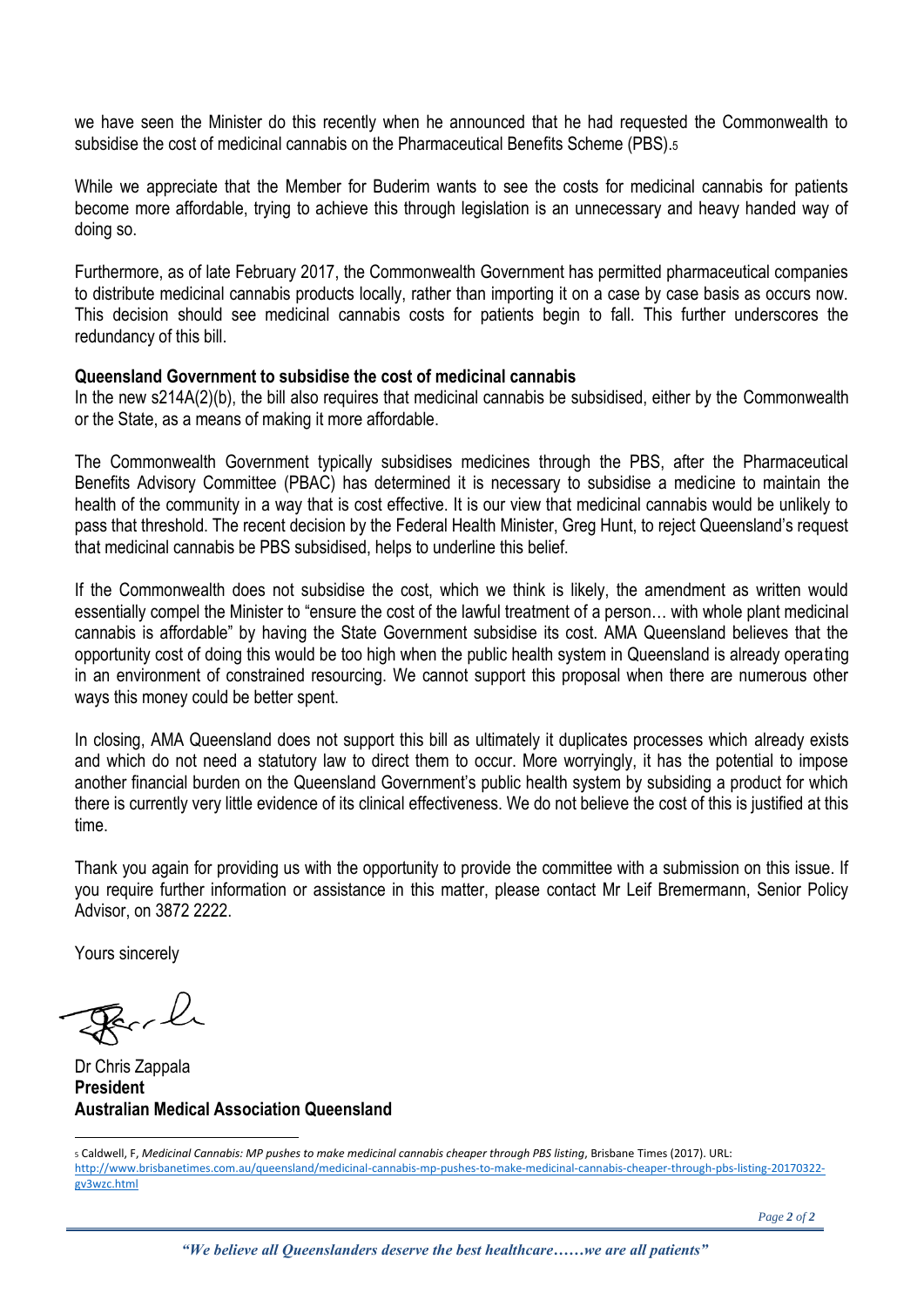we have seen the Minister do this recently when he announced that he had requested the Commonwealth to subsidise the cost of medicinal cannabis on the Pharmaceutical Benefits Scheme (PBS).[5]

While we appreciate that the Member for Buderim wants to see the costs for medicinal cannabis for patients become more affordable, trying to achieve this through legislation is an unnecessary and heavy handed way of doing so.

Furthermore, as of late February 2017, the Commonwealth Government has permitted pharmaceutical companies to distribute medicinal cannabis products locally, rather than importing it on a case by case basis as occurs now. This decision should see medicinal cannabis costs for patients begin to fall. This further underscores the redundancy of this bill.

**Queensland Government to subsidise the cost of medicinal cannabis**

In the new s214A(2)(b), the bill also requires that medicinal cannabis be subsidised, either by the Commonwealth or the State, as a means of making it more affordable.

The Commonwealth Government typically subsidises medicines through the PBS, after the Pharmaceutical Benefits Advisory Committee (PBAC) has determined it is necessary to subsidise a medicine to maintain the health of the community in a way that is cost effective. It is our view that medicinal cannabis would be unlikely to pass that threshold. The recent decision by the Federal Health Minister, Greg Hunt, to reject Queensland's request that medicinal cannabis be PBS subsidised, helps to underline this belief.

If the Commonwealth does not subsidise the cost, which we think is likely, the amendment as written would essentially compel the Minister to "ensure the cost of the lawful treatment of a person… with whole plant medicinal cannabis is affordable" by having the State Government subsidise its cost. AMA Queensland believes that the opportunity cost of doing this would be too high when the public health system in Queensland is already operating in an environment of constrained resourcing. We cannot support this proposal when there are numerous other ways this money could be better spent.

In closing, AMA Queensland does not support this bill as ultimately it duplicates processes which already exists and which do not need a statutory law to direct them to occur. More worryingly, it has the potential to impose another financial burden on the Queensland Government's public health system by subsiding a product for which there is currently very little evidence of its clinical effectiveness. We do not believe the cost of this is justified at this time.

Thank you again for providing us with the opportunity to provide the committee with a submission on this issue. If you require further information or assistance in this matter, please contact Mr Leif Bremermann, Senior Policy Advisor, on 3872 2222.

Yours sincerely

Dr Chris Zappala
**President**
**Australian Medical Association Queensland**

---

[5] Caldwell, F, *Medicinal Cannabis: MP pushes to make medicinal cannabis cheaper through PBS listing*, Brisbane Times (2017). URL: http://www.brisbanetimes.com.au/queensland/medicinal-cannabis-mp-pushes-to-make-medicinal-cannabis-cheaper-through-pbs-listing-20170322-gv3wzc.html

***"We believe all Queenslanders deserve the best healthcare……we are all patients"***